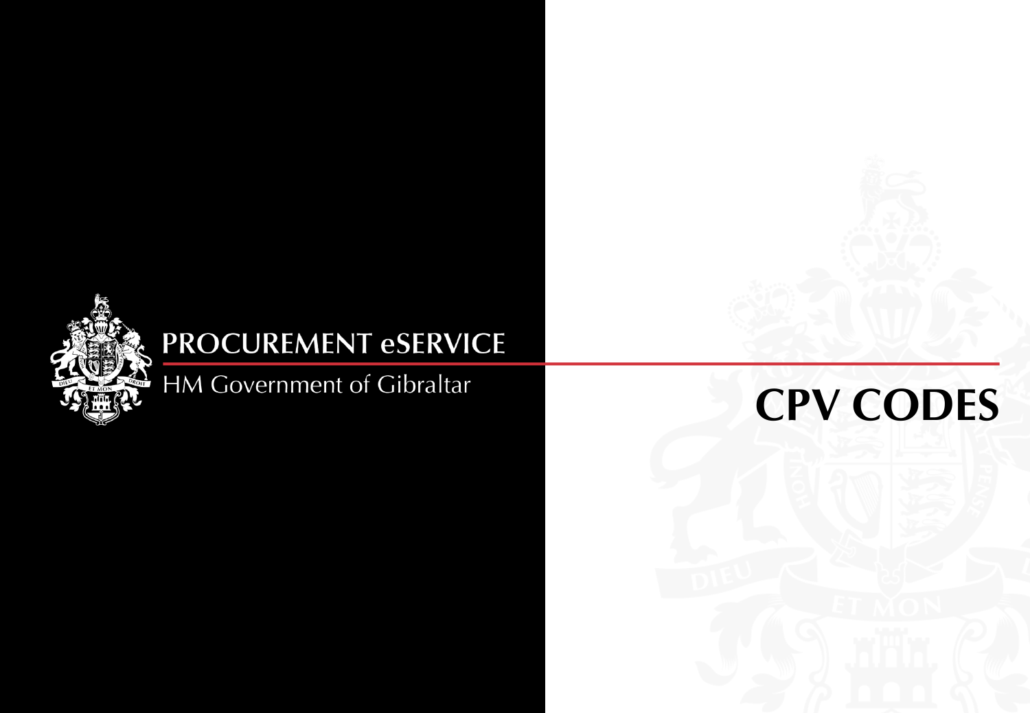# PROCUREMENT eSERVICE

HM Government of Gibraltar

# CPV CODES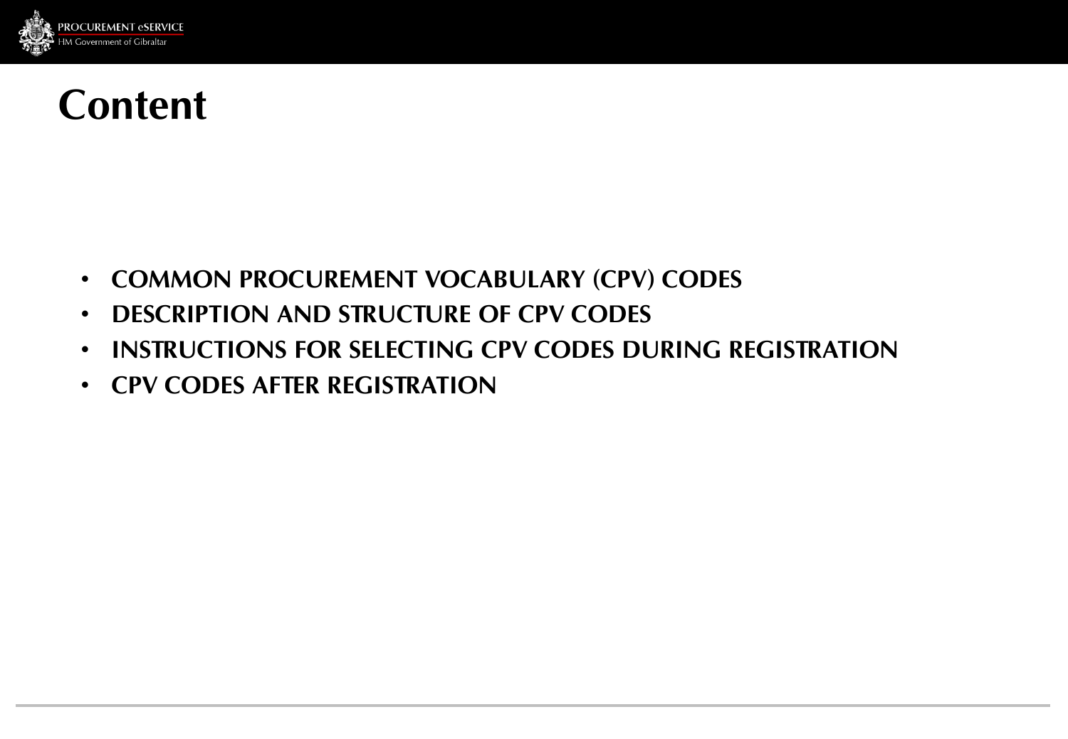# Content

- COMMON PROCUREMENT VOCABULARY (CPV) CODES
- DESCRIPTION AND STRUCTURE OF CPV CODES
- INSTRUCTIONS FOR SELECTING CPV CODES DURING REGISTRATION
- CPV CODES AFTER REGISTRATION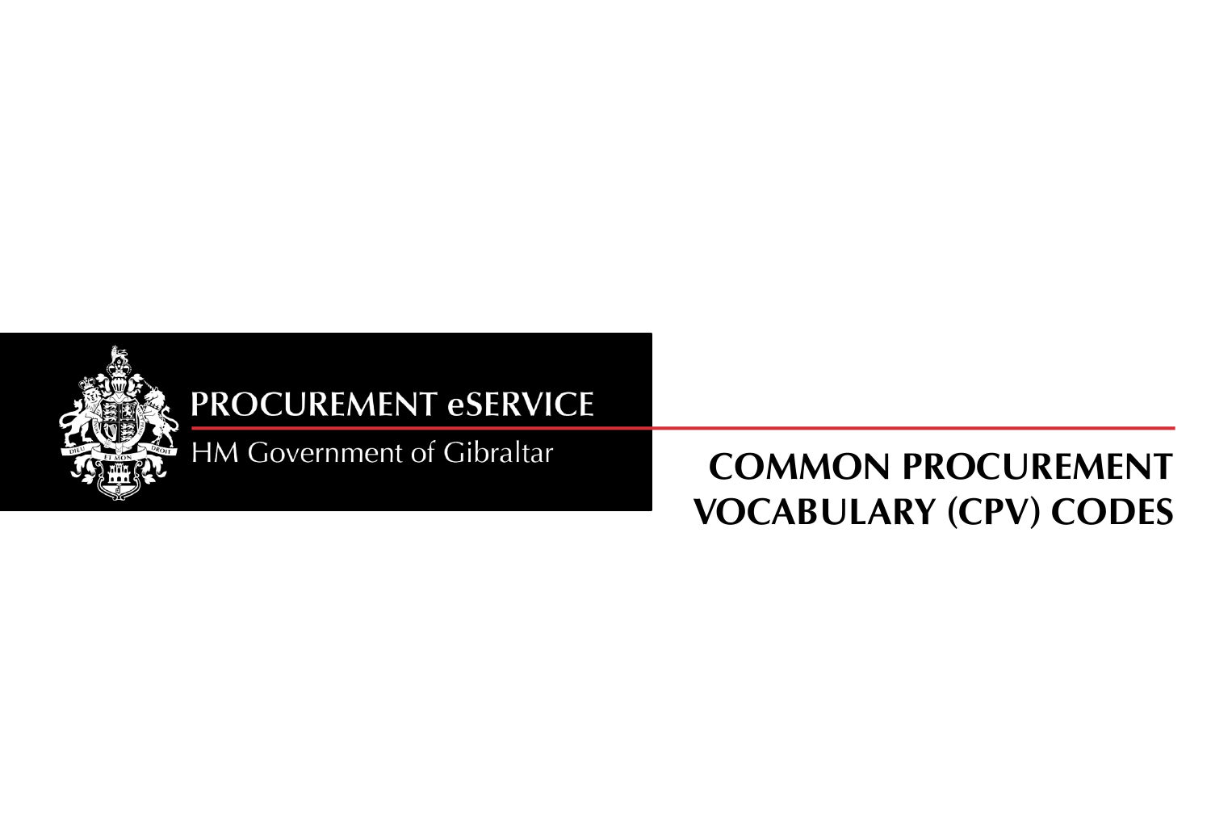PROCUREMENT eSERVICE

HM Government of Gibraltar

# COMMON PROCUREMENT VOCABULARY (CPV) CODES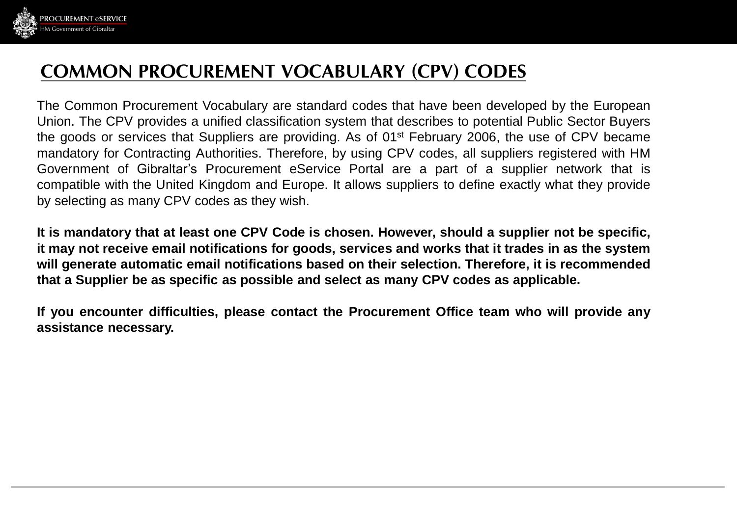# COMMON PROCUREMENT VOCABULARY (CPV) CODES

The Common Procurement Vocabulary are standard codes that have been developed by the European Union. The CPV provides a unified classification system that describes to potential Public Sector Buyers the goods or services that Suppliers are providing. As of 01st February 2006, the use of CPV became mandatory for Contracting Authorities. Therefore, by using CPV codes, all suppliers registered with HM Government of Gibraltar's Procurement eService Portal are a part of a supplier network that is compatible with the United Kingdom and Europe. It allows suppliers to define exactly what they provide by selecting as many CPV codes as they wish.

**It is mandatory that at least one CPV Code is chosen. However, should a supplier not be specific, it may not receive email notifications for goods, services and works that it trades in as the system will generate automatic email notifications based on their selection. Therefore, it is recommended that a Supplier be as specific as possible and select as many CPV codes as applicable.**

**If you encounter difficulties, please contact the Procurement Office team who will provide any assistance necessary.**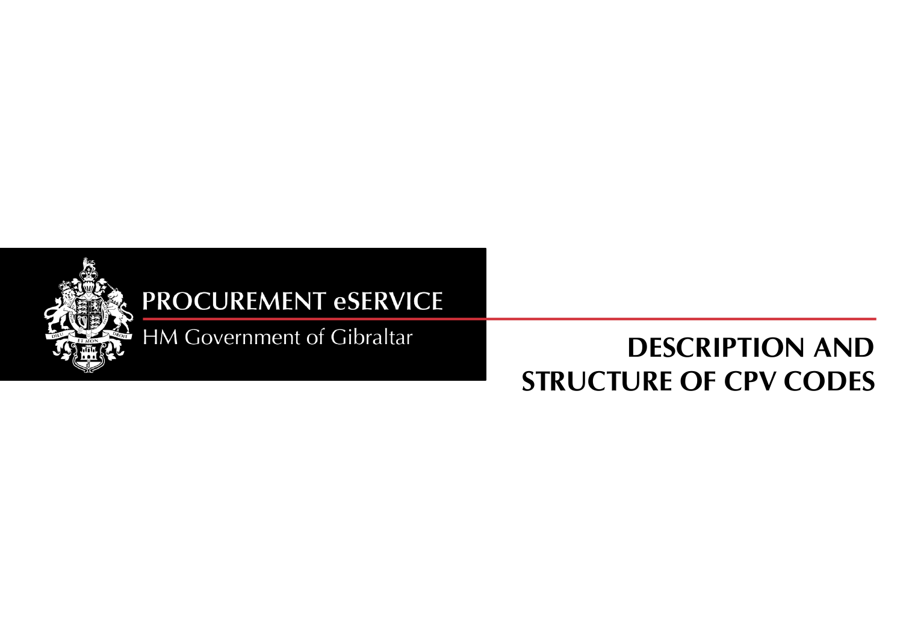PROCUREMENT eSERVICE

HM Government of Gibraltar

# DESCRIPTION AND STRUCTURE OF CPV CODES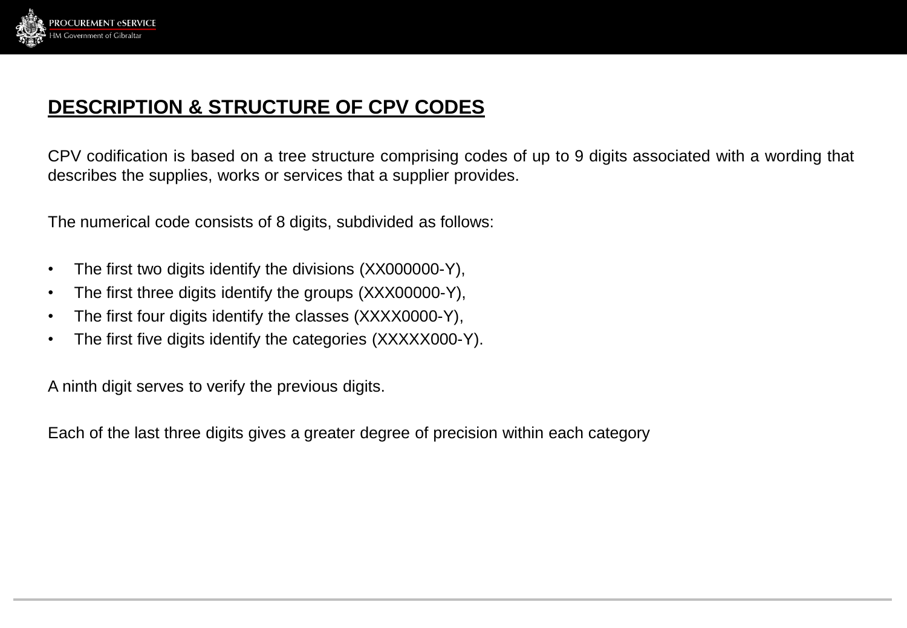## DESCRIPTION & STRUCTURE OF CPV CODES

CPV codification is based on a tree structure comprising codes of up to 9 digits associated with a wording that describes the supplies, works or services that a supplier provides.

The numerical code consists of 8 digits, subdivided as follows:

- The first two digits identify the divisions (XX000000-Y),
- The first three digits identify the groups (XXX00000-Y),
- The first four digits identify the classes (XXXX0000-Y),
- The first five digits identify the categories (XXXXX000-Y).

A ninth digit serves to verify the previous digits.

Each of the last three digits gives a greater degree of precision within each category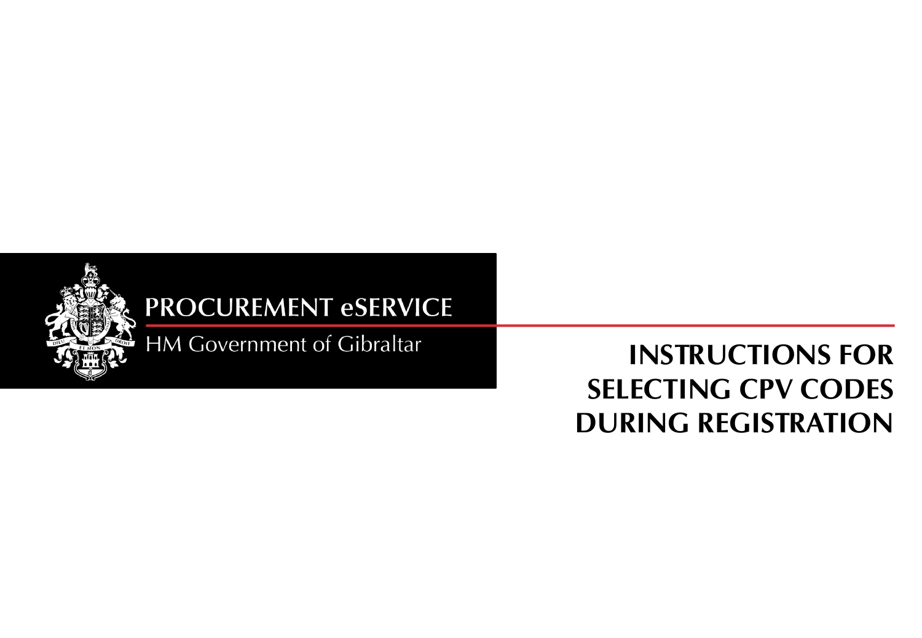PROCUREMENT eSERVICE

HM Government of Gibraltar

# INSTRUCTIONS FOR SELECTING CPV CODES DURING REGISTRATION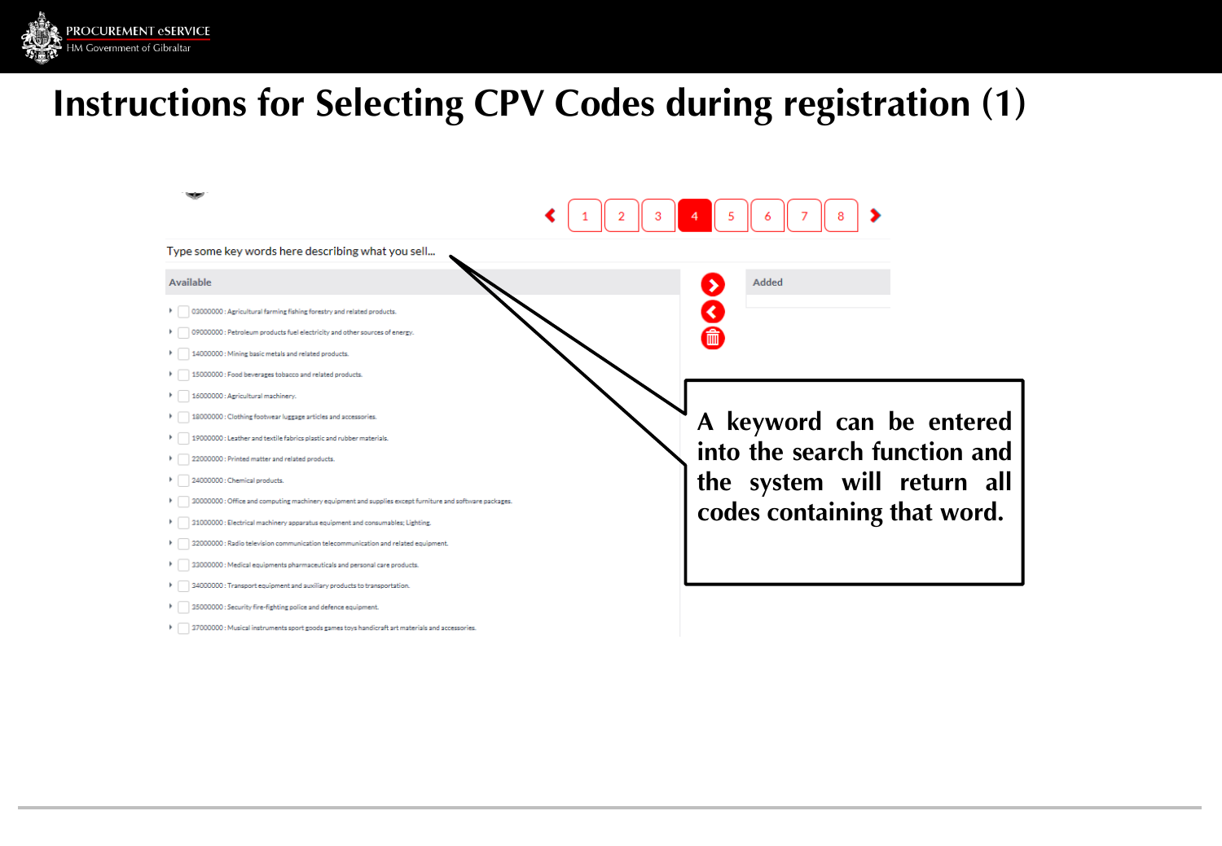# Instructions for Selecting CPV Codes during registration (1)

1 2 3 4 5 6 7 8

Type some key words here describing what you sell...

Available

- 03000000 : Agricultural farming fishing forestry and related products.
- 09000000 : Petroleum products fuel electricity and other sources of energy.
- 14000000 : Mining basic metals and related products.
- 15000000 : Food beverages tobacco and related products.
- 16000000 : Agricultural machinery.
- 18000000 : Clothing footwear luggage articles and accessories.
- 19000000 : Leather and textile fabrics plastic and rubber materials.
- 22000000 : Printed matter and related products.
- 24000000 : Chemical products.
- 30000000 : Office and computing machinery equipment and supplies except furniture and software packages.
- 31000000 : Electrical machinery apparatus equipment and consumables; Lighting.
- 32000000 : Radio television communication telecommunication and related equipment.
- 33000000 : Medical equipments pharmaceuticals and personal care products.
- 34000000 : Transport equipment and auxiliary products to transportation.
- 35000000 : Security fire-fighting police and defence equipment.
- 37000000 : Musical instruments sport goods games toys handicraft art materials and accessories.

Added

A keyword can be entered into the search function and the system will return all codes containing that word.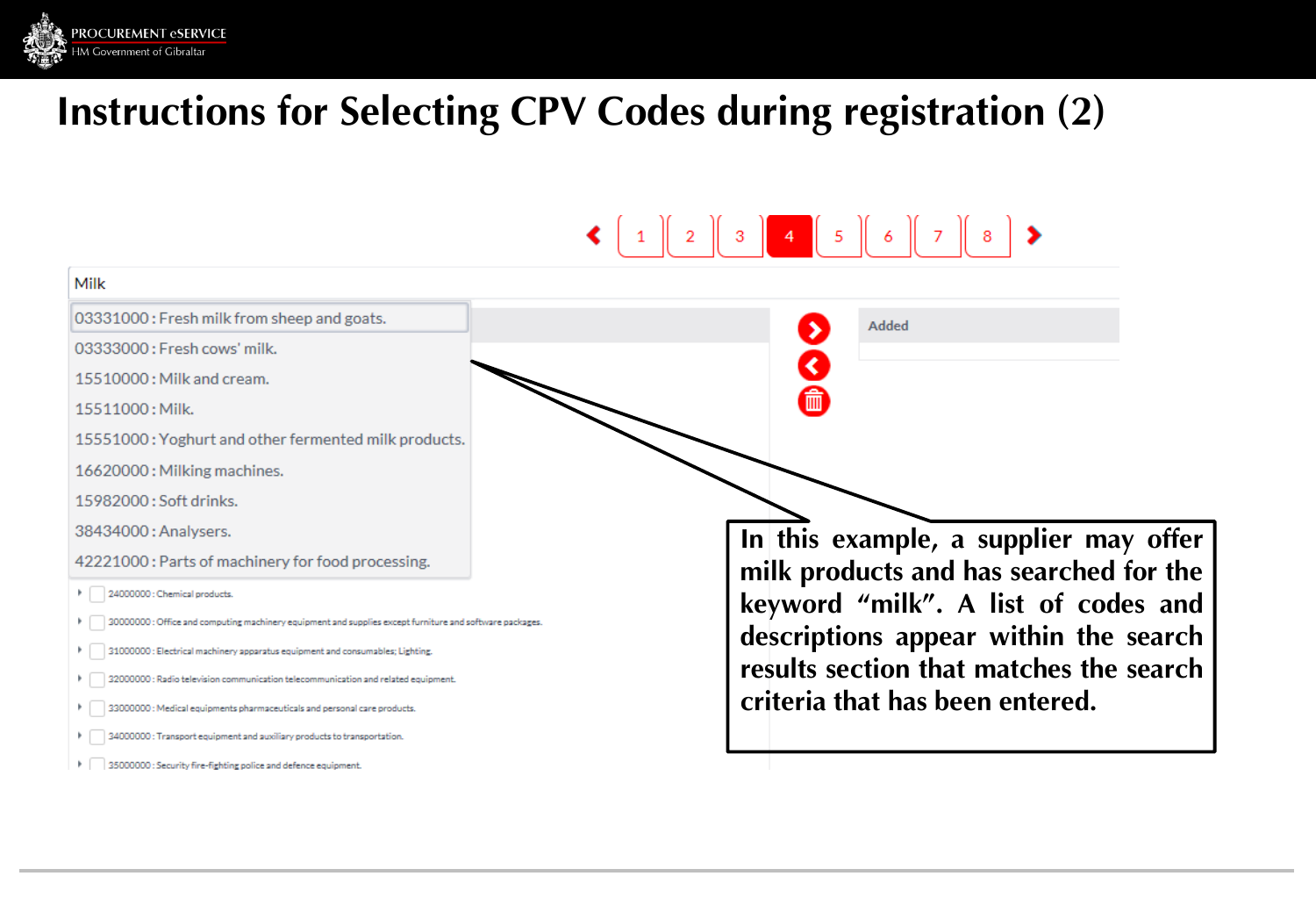# Instructions for Selecting CPV Codes during registration (2)

1 2 3 4 5 6 7 8

Milk

03331000 : Fresh milk from sheep and goats.
03333000 : Fresh cows' milk.
15510000 : Milk and cream.
15511000 : Milk.
15551000 : Yoghurt and other fermented milk products.
16620000 : Milking machines.
15982000 : Soft drinks.
38434000 : Analysers.
42221000 : Parts of machinery for food processing.

24000000 : Chemical products.
30000000 : Office and computing machinery equipment and supplies except furniture and software packages.
31000000 : Electrical machinery apparatus equipment and consumables; Lighting.
32000000 : Radio television communication telecommunication and related equipment.
33000000 : Medical equipments pharmaceuticals and personal care products.
34000000 : Transport equipment and auxiliary products to transportation.
35000000 : Security fire-fighting police and defence equipment.

Added

**In this example, a supplier may offer milk products and has searched for the keyword "milk". A list of codes and descriptions appear within the search results section that matches the search criteria that has been entered.**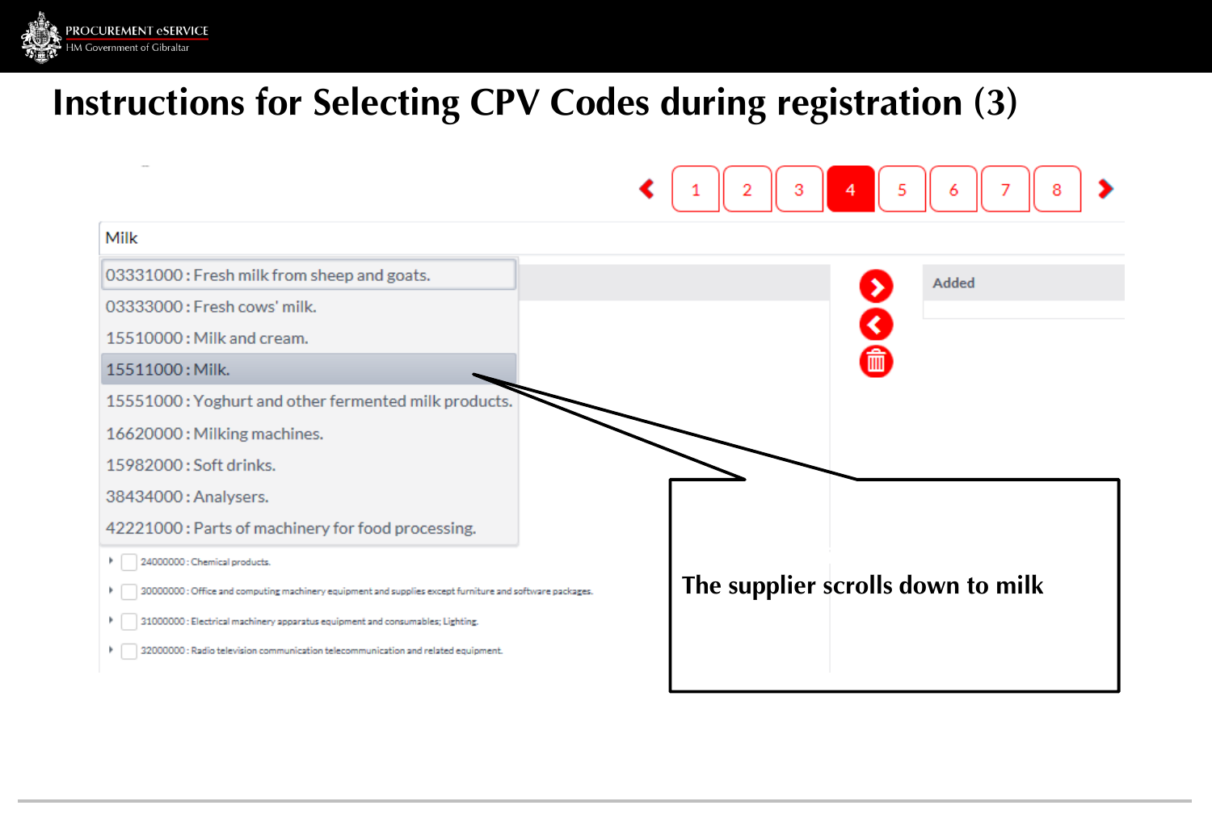# Instructions for Selecting CPV Codes during registration (3)

1 2 3 4 5 6 7 8

Milk

- 03331000 : Fresh milk from sheep and goats.
- 03333000 : Fresh cows' milk.
- 15510000 : Milk and cream.
- 15511000 : Milk.
- 15551000 : Yoghurt and other fermented milk products.
- 16620000 : Milking machines.
- 15982000 : Soft drinks.
- 38434000 : Analysers.
- 42221000 : Parts of machinery for food processing.

Added

- 24000000 : Chemical products.
- 30000000 : Office and computing machinery equipment and supplies except furniture and software packages.
- 31000000 : Electrical machinery apparatus equipment and consumables; Lighting.
- 32000000 : Radio television communication telecommunication and related equipment.

The supplier scrolls down to milk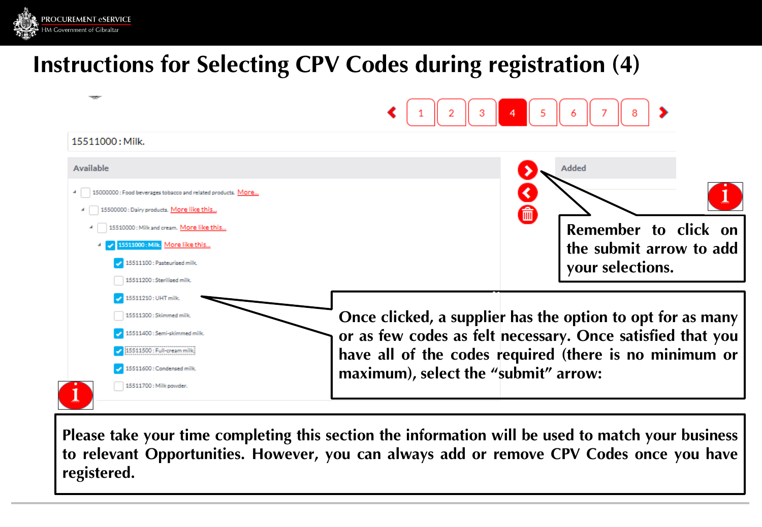# Instructions for Selecting CPV Codes during registration (4)

1 2 3 4 5 6 7 8

15511000 : Milk.

Available

- 15000000 : Food beverages tobacco and related products. More...
  - 15500000 : Dairy products. More like this...
    - 15510000 : Milk and cream. More like this...
      - 15511000 : Milk More like this...
        - 15511100 : Pasteurised milk.
        - 15511200 : Sterilised milk.
        - 15511210 : UHT milk.
        - 15511300 : Skimmed milk.
        - 15511400 : Semi-skimmed milk.
        - 15511500 : Full-cream milk.
        - 15511600 : Condensed milk.
        - 15511700 : Milk powder.

Added

**Remember to click on the submit arrow to add your selections.**

**Once clicked, a supplier has the option to opt for as many or as few codes as felt necessary. Once satisfied that you have all of the codes required (there is no minimum or maximum), select the "submit" arrow:**

**Please take your time completing this section the information will be used to match your business to relevant Opportunities. However, you can always add or remove CPV Codes once you have registered.**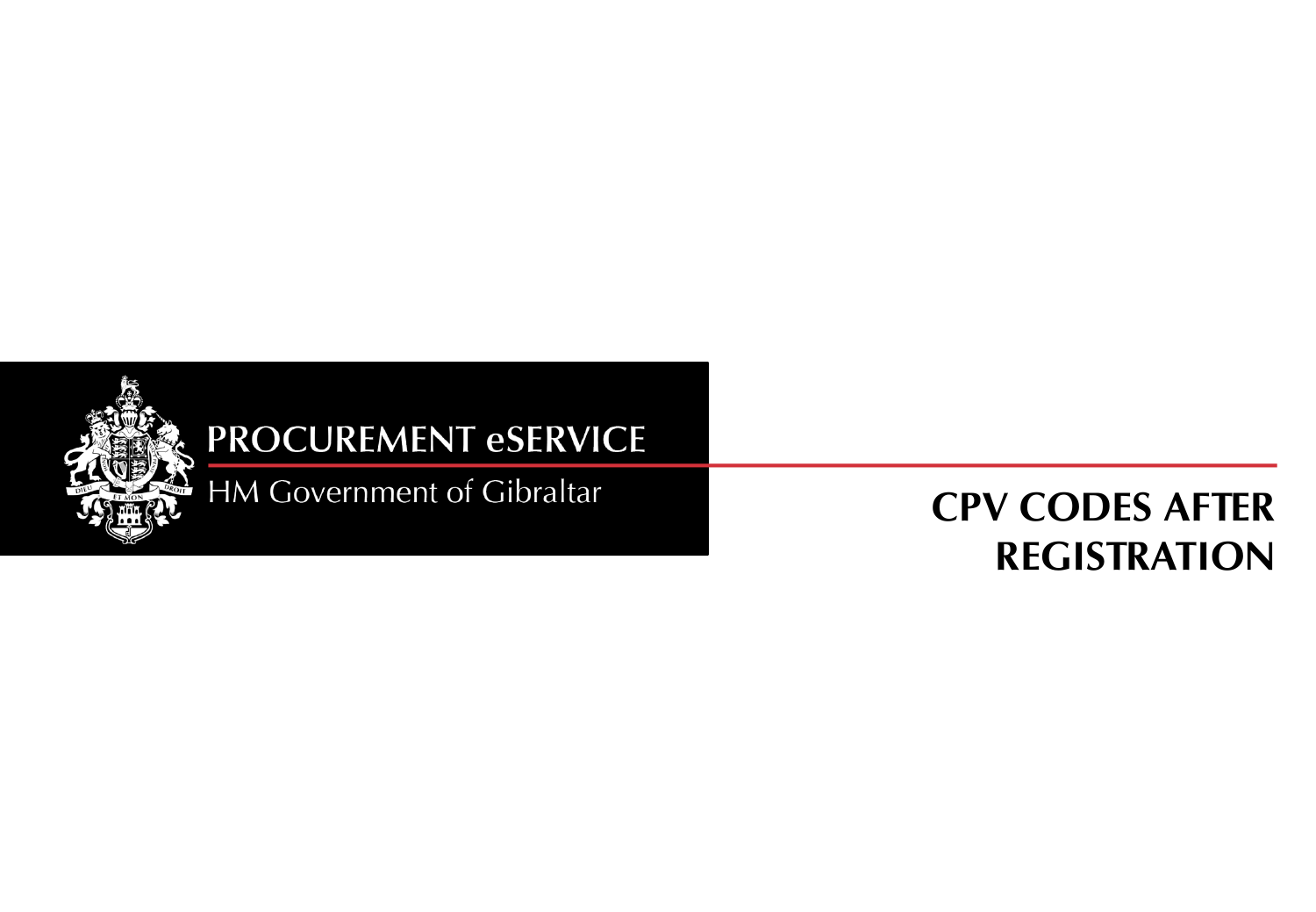PROCUREMENT eSERVICE

HM Government of Gibraltar

# CPV CODES AFTER REGISTRATION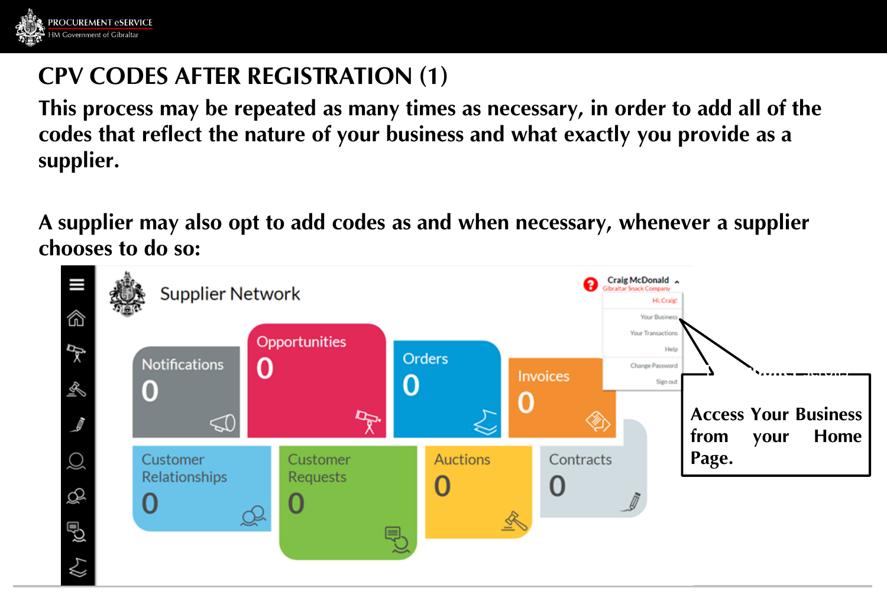# CPV CODES AFTER REGISTRATION (1)

**This process may be repeated as many times as necessary, in order to add all of the codes that reflect the nature of your business and what exactly you provide as a supplier.**

**A supplier may also opt to add codes as and when necessary, whenever a supplier chooses to do so:**

Supplier Network

Craig McDonald
Gibraltar Snack Company

Hi, Craig!
Your Business
Your Transactions
Help
Change Password
Sign out

Notifications 0

Opportunities 0

Orders 0

Invoices 0

Customer Relationships 0

Customer Requests 0

Auctions 0

Contracts 0

**Access Your Business from your Home Page.**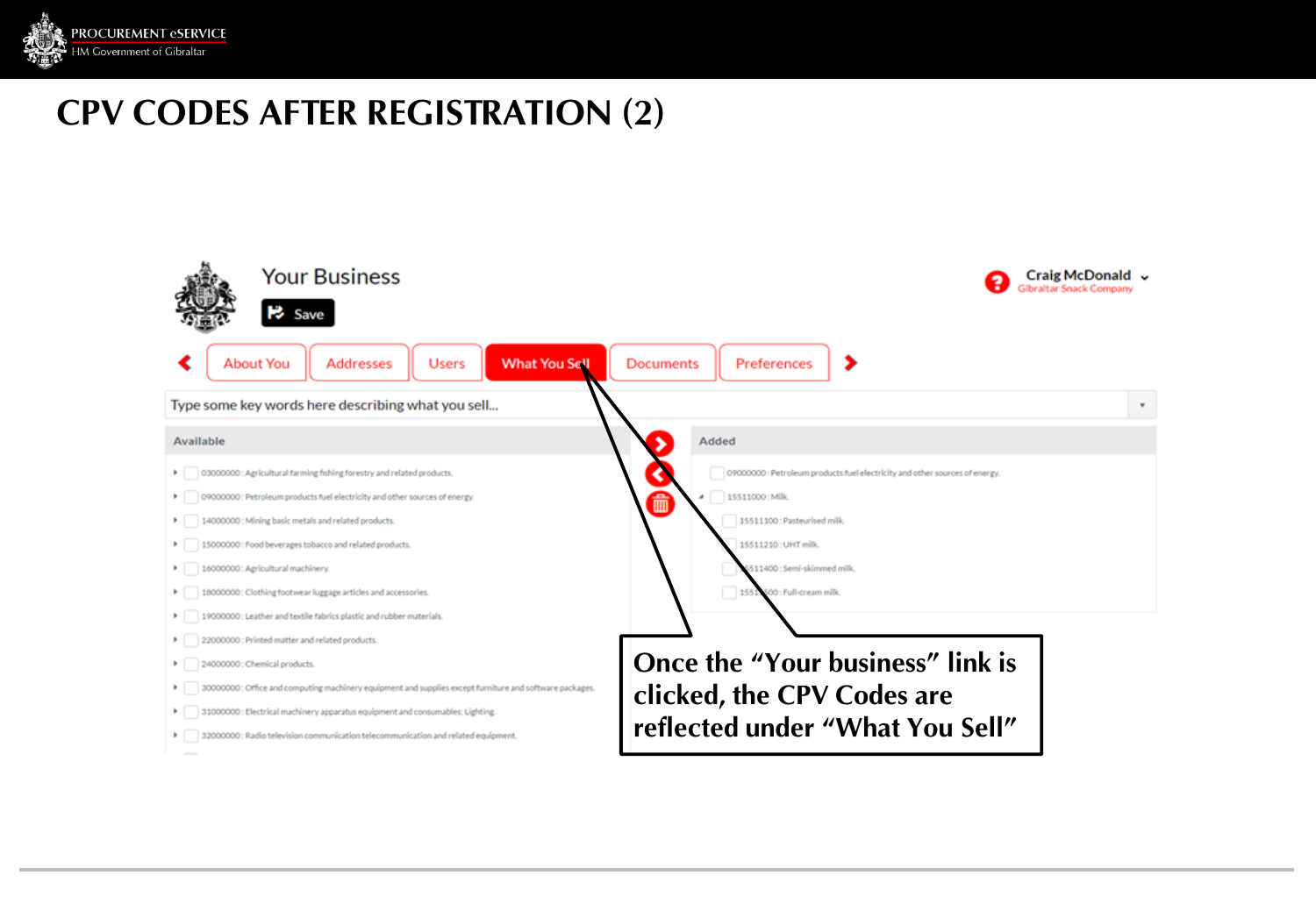# CPV CODES AFTER REGISTRATION (2)

Your Business

Save

Craig McDonald
Gibraltar Snack Company

About You | Addresses | Users | What You Sell | Documents | Preferences

Type some key words here describing what you sell...

**Available**

- 03000000 : Agricultural farming fishing forestry and related products.
- 09000000 : Petroleum products fuel electricity and other sources of energy.
- 14000000 : Mining basic metals and related products.
- 15000000 : Food beverages tobacco and related products.
- 16000000 : Agricultural machinery.
- 18000000 : Clothing footwear luggage articles and accessories.
- 19000000 : Leather and textile fabrics plastic and rubber materials.
- 22000000 : Printed matter and related products.
- 24000000 : Chemical products.
- 30000000 : Office and computing machinery equipment and supplies except furniture and software packages.
- 31000000 : Electrical machinery apparatus equipment and consumables; Lighting.
- 32000000 : Radio television communication telecommunication and related equipment.

**Added**

- 09000000 : Petroleum products fuel electricity and other sources of energy.
- 15511000 : Milk.
  - 15511100 : Pasteurised milk.
  - 15511210 : UHT milk.
  - 15511400 : Semi-skimmed milk.
  - 15511500 : Full-cream milk.

**Once the "Your business" link is clicked, the CPV Codes are reflected under "What You Sell"**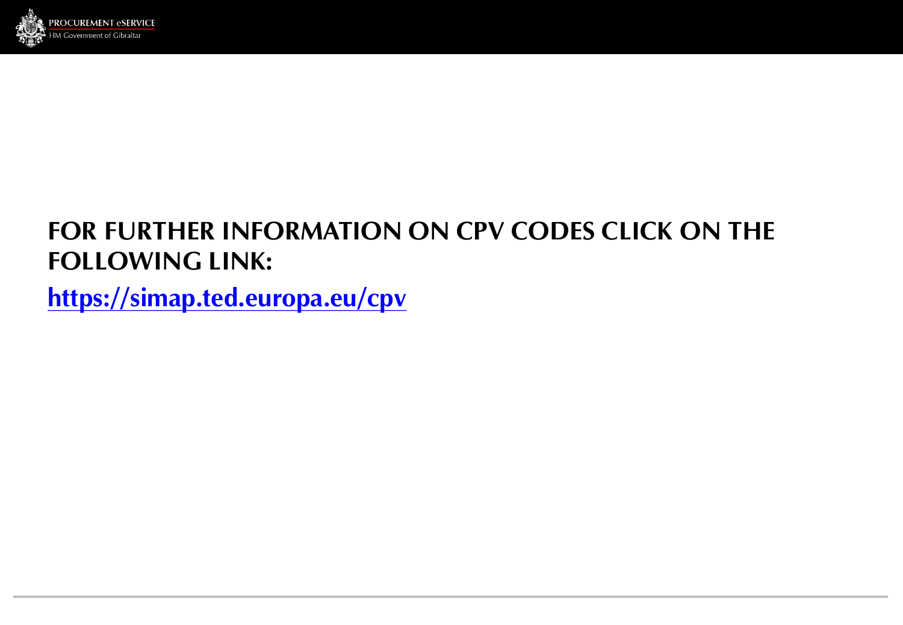**FOR FURTHER INFORMATION ON CPV CODES CLICK ON THE FOLLOWING LINK:**

**[https://simap.ted.europa.eu/cpv](https://simap.ted.europa.eu/cpv)**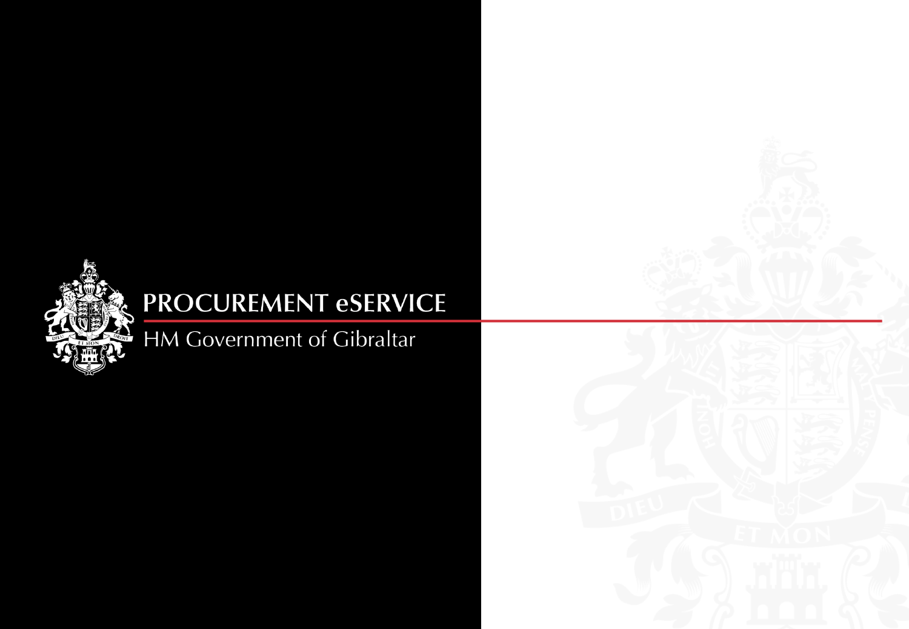# PROCUREMENT eSERVICE

HM Government of Gibraltar